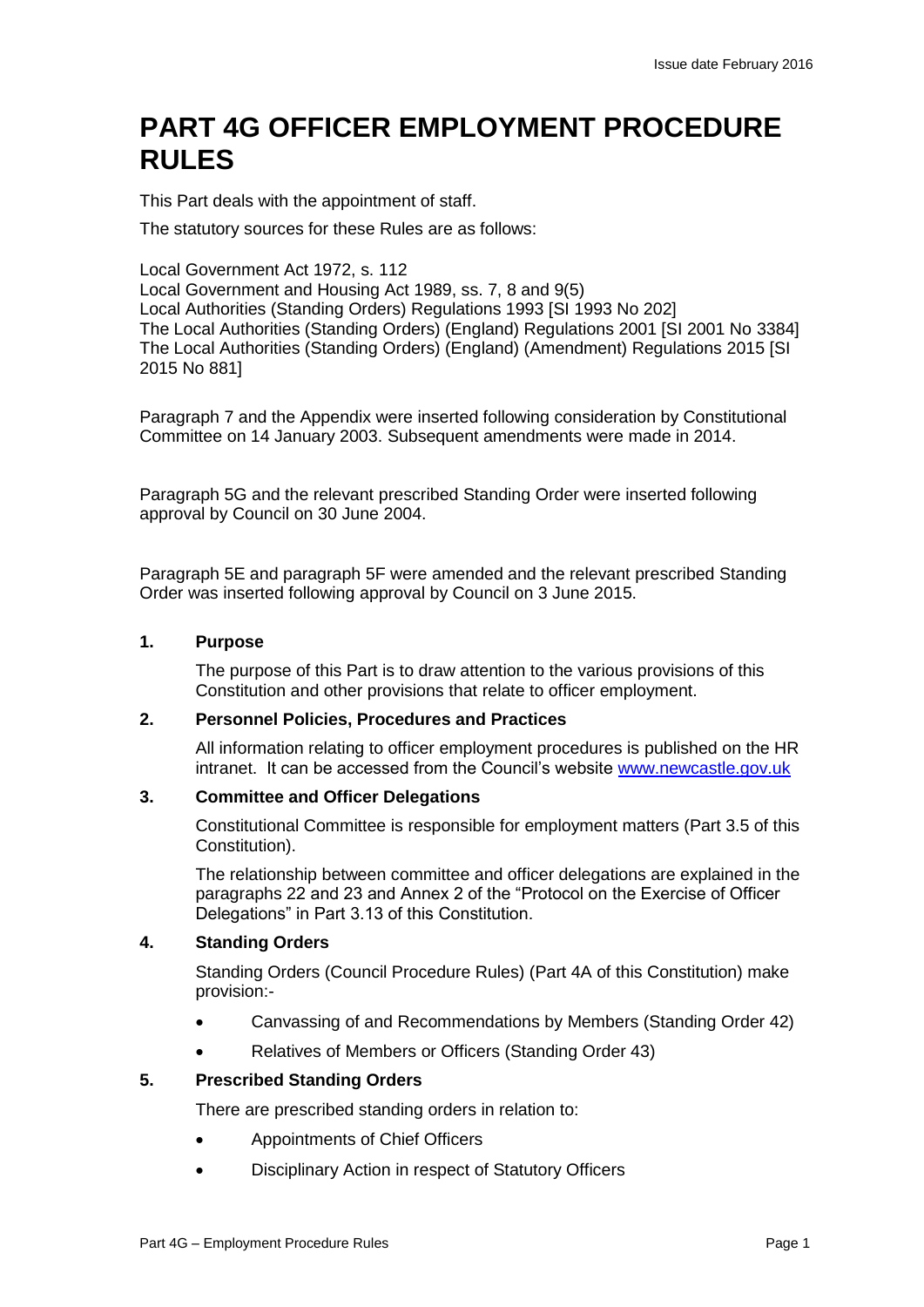# PART 4G OFFICER EMPLOYMENT PROCEDURE RULES

This Part deals with the appointment of staff.

The statutory sources for these Rules are as follows:

Local Government Act 1972, s. 112
Local Government and Housing Act 1989, ss. 7, 8 and 9(5)
Local Authorities (Standing Orders) Regulations 1993 [SI 1993 No 202]
The Local Authorities (Standing Orders) (England) Regulations 2001 [SI 2001 No 3384]
The Local Authorities (Standing Orders) (England) (Amendment) Regulations 2015 [SI 2015 No 881]

Paragraph 7 and the Appendix were inserted following consideration by Constitutional Committee on 14 January 2003. Subsequent amendments were made in 2014.

Paragraph 5G and the relevant prescribed Standing Order were inserted following approval by Council on 30 June 2004.

Paragraph 5E and paragraph 5F were amended and the relevant prescribed Standing Order was inserted following approval by Council on 3 June 2015.

## 1. Purpose

The purpose of this Part is to draw attention to the various provisions of this Constitution and other provisions that relate to officer employment.

## 2. Personnel Policies, Procedures and Practices

All information relating to officer employment procedures is published on the HR intranet. It can be accessed from the Council's website www.newcastle.gov.uk

## 3. Committee and Officer Delegations

Constitutional Committee is responsible for employment matters (Part 3.5 of this Constitution).

The relationship between committee and officer delegations are explained in the paragraphs 22 and 23 and Annex 2 of the "Protocol on the Exercise of Officer Delegations" in Part 3.13 of this Constitution.

## 4. Standing Orders

Standing Orders (Council Procedure Rules) (Part 4A of this Constitution) make provision:-

- Canvassing of and Recommendations by Members (Standing Order 42)
- Relatives of Members or Officers (Standing Order 43)

## 5. Prescribed Standing Orders

There are prescribed standing orders in relation to:

- Appointments of Chief Officers
- Disciplinary Action in respect of Statutory Officers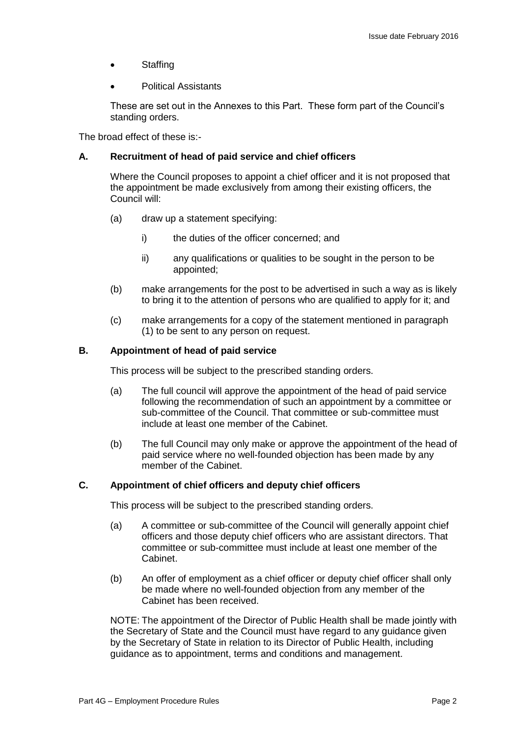- Staffing
- Political Assistants

These are set out in the Annexes to this Part. These form part of the Council's standing orders.

The broad effect of these is:-

**A. Recruitment of head of paid service and chief officers**

Where the Council proposes to appoint a chief officer and it is not proposed that the appointment be made exclusively from among their existing officers, the Council will:

(a) draw up a statement specifying:

i) the duties of the officer concerned; and

ii) any qualifications or qualities to be sought in the person to be appointed;

(b) make arrangements for the post to be advertised in such a way as is likely to bring it to the attention of persons who are qualified to apply for it; and

(c) make arrangements for a copy of the statement mentioned in paragraph (1) to be sent to any person on request.

**B. Appointment of head of paid service**

This process will be subject to the prescribed standing orders.

(a) The full council will approve the appointment of the head of paid service following the recommendation of such an appointment by a committee or sub-committee of the Council. That committee or sub-committee must include at least one member of the Cabinet.

(b) The full Council may only make or approve the appointment of the head of paid service where no well-founded objection has been made by any member of the Cabinet.

**C. Appointment of chief officers and deputy chief officers**

This process will be subject to the prescribed standing orders.

(a) A committee or sub-committee of the Council will generally appoint chief officers and those deputy chief officers who are assistant directors. That committee or sub-committee must include at least one member of the Cabinet.

(b) An offer of employment as a chief officer or deputy chief officer shall only be made where no well-founded objection from any member of the Cabinet has been received.

NOTE: The appointment of the Director of Public Health shall be made jointly with the Secretary of State and the Council must have regard to any guidance given by the Secretary of State in relation to its Director of Public Health, including guidance as to appointment, terms and conditions and management.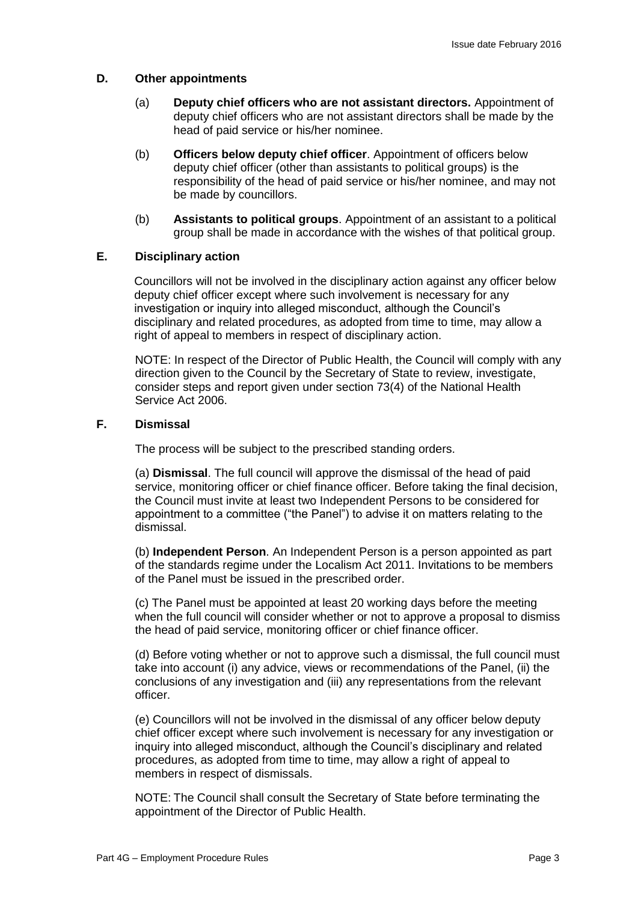## D. Other appointments

(a) **Deputy chief officers who are not assistant directors.** Appointment of deputy chief officers who are not assistant directors shall be made by the head of paid service or his/her nominee.

(b) **Officers below deputy chief officer**. Appointment of officers below deputy chief officer (other than assistants to political groups) is the responsibility of the head of paid service or his/her nominee, and may not be made by councillors.

(b) **Assistants to political groups**. Appointment of an assistant to a political group shall be made in accordance with the wishes of that political group.

## E. Disciplinary action

Councillors will not be involved in the disciplinary action against any officer below deputy chief officer except where such involvement is necessary for any investigation or inquiry into alleged misconduct, although the Council's disciplinary and related procedures, as adopted from time to time, may allow a right of appeal to members in respect of disciplinary action.

NOTE: In respect of the Director of Public Health, the Council will comply with any direction given to the Council by the Secretary of State to review, investigate, consider steps and report given under section 73(4) of the National Health Service Act 2006.

## F. Dismissal

The process will be subject to the prescribed standing orders.

(a) **Dismissal**. The full council will approve the dismissal of the head of paid service, monitoring officer or chief finance officer. Before taking the final decision, the Council must invite at least two Independent Persons to be considered for appointment to a committee ("the Panel") to advise it on matters relating to the dismissal.

(b) **Independent Person**. An Independent Person is a person appointed as part of the standards regime under the Localism Act 2011. Invitations to be members of the Panel must be issued in the prescribed order.

(c) The Panel must be appointed at least 20 working days before the meeting when the full council will consider whether or not to approve a proposal to dismiss the head of paid service, monitoring officer or chief finance officer.

(d) Before voting whether or not to approve such a dismissal, the full council must take into account (i) any advice, views or recommendations of the Panel, (ii) the conclusions of any investigation and (iii) any representations from the relevant officer.

(e) Councillors will not be involved in the dismissal of any officer below deputy chief officer except where such involvement is necessary for any investigation or inquiry into alleged misconduct, although the Council's disciplinary and related procedures, as adopted from time to time, may allow a right of appeal to members in respect of dismissals.

NOTE: The Council shall consult the Secretary of State before terminating the appointment of the Director of Public Health.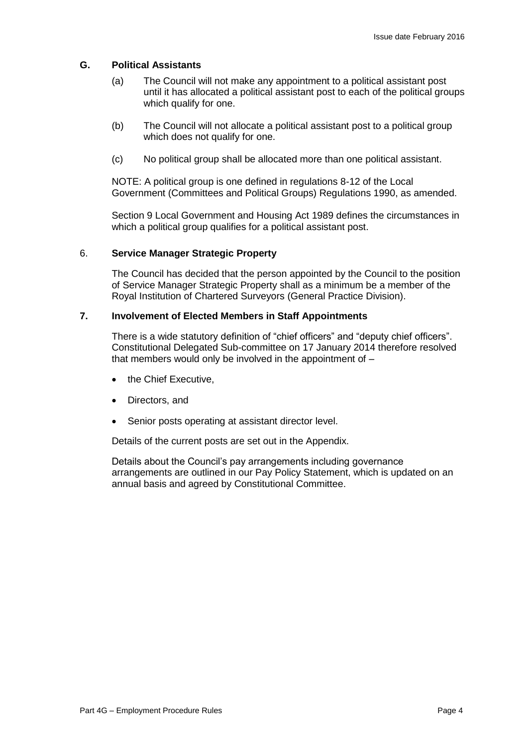### G. Political Assistants

(a) The Council will not make any appointment to a political assistant post until it has allocated a political assistant post to each of the political groups which qualify for one.

(b) The Council will not allocate a political assistant post to a political group which does not qualify for one.

(c) No political group shall be allocated more than one political assistant.

NOTE: A political group is one defined in regulations 8-12 of the Local Government (Committees and Political Groups) Regulations 1990, as amended.

Section 9 Local Government and Housing Act 1989 defines the circumstances in which a political group qualifies for a political assistant post.

## 6. Service Manager Strategic Property

The Council has decided that the person appointed by the Council to the position of Service Manager Strategic Property shall as a minimum be a member of the Royal Institution of Chartered Surveyors (General Practice Division).

## 7. Involvement of Elected Members in Staff Appointments

There is a wide statutory definition of "chief officers" and "deputy chief officers". Constitutional Delegated Sub-committee on 17 January 2014 therefore resolved that members would only be involved in the appointment of –

- the Chief Executive,
- Directors, and
- Senior posts operating at assistant director level.

Details of the current posts are set out in the Appendix.

Details about the Council's pay arrangements including governance arrangements are outlined in our Pay Policy Statement, which is updated on an annual basis and agreed by Constitutional Committee.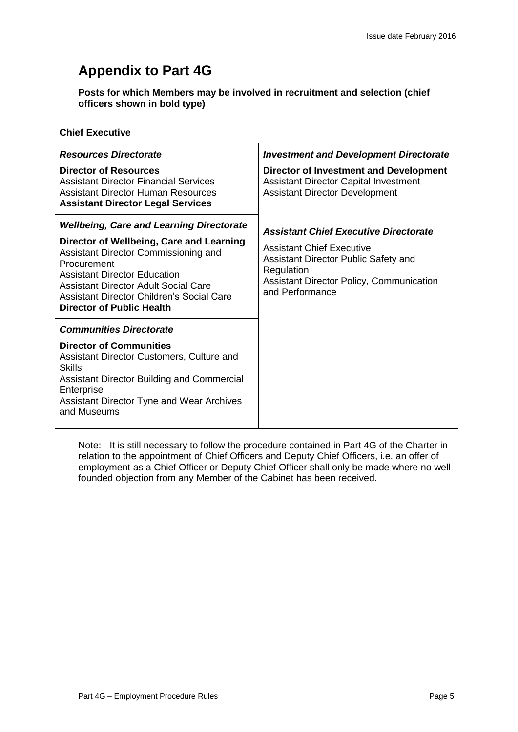# Appendix to Part 4G

**Posts for which Members may be involved in recruitment and selection (chief officers shown in bold type)**

| **Chief Executive** | |
|---|---|
| ***Resources Directorate***<br><br>**Director of Resources**<br>Assistant Director Financial Services<br>Assistant Director Human Resources<br>**Assistant Director Legal Services** | ***Investment and Development Directorate***<br><br>**Director of Investment and Development**<br>Assistant Director Capital Investment<br>Assistant Director Development<br><br>***Assistant Chief Executive Directorate***<br><br>Assistant Chief Executive<br>Assistant Director Public Safety and Regulation<br>Assistant Director Policy, Communication and Performance |
| ***Wellbeing, Care and Learning Directorate***<br><br>**Director of Wellbeing, Care and Learning**<br>Assistant Director Commissioning and Procurement<br>Assistant Director Education<br>Assistant Director Adult Social Care<br>Assistant Director Children's Social Care<br>**Director of Public Health** | |
| ***Communities Directorate***<br><br>**Director of Communities**<br>Assistant Director Customers, Culture and Skills<br>Assistant Director Building and Commercial Enterprise<br>Assistant Director Tyne and Wear Archives and Museums | |

Note: It is still necessary to follow the procedure contained in Part 4G of the Charter in relation to the appointment of Chief Officers and Deputy Chief Officers, i.e. an offer of employment as a Chief Officer or Deputy Chief Officer shall only be made where no well-founded objection from any Member of the Cabinet has been received.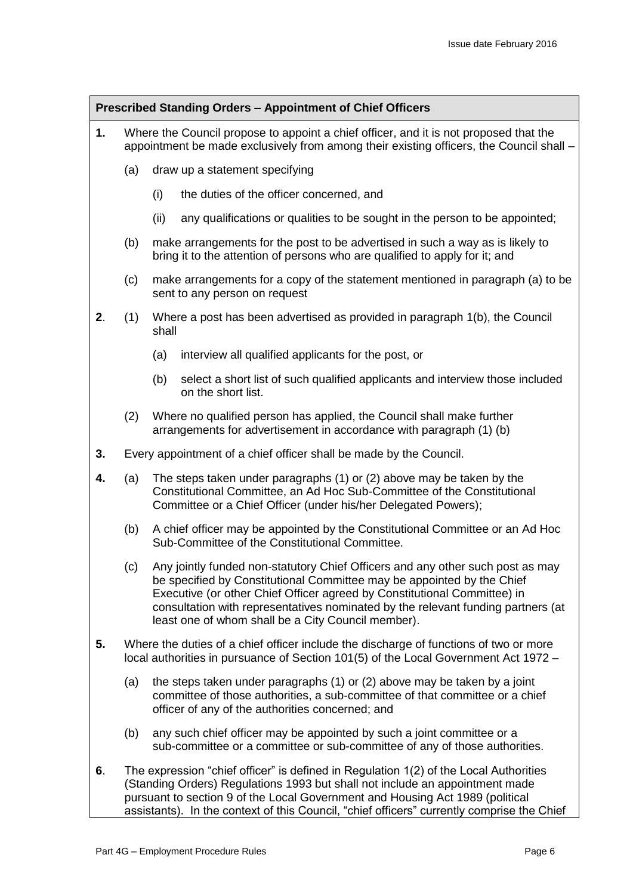**Prescribed Standing Orders – Appointment of Chief Officers**

**1.** Where the Council propose to appoint a chief officer, and it is not proposed that the appointment be made exclusively from among their existing officers, the Council shall –

(a) draw up a statement specifying

(i) the duties of the officer concerned, and

(ii) any qualifications or qualities to be sought in the person to be appointed;

(b) make arrangements for the post to be advertised in such a way as is likely to bring it to the attention of persons who are qualified to apply for it; and

(c) make arrangements for a copy of the statement mentioned in paragraph (a) to be sent to any person on request

**2**. (1) Where a post has been advertised as provided in paragraph 1(b), the Council shall

(a) interview all qualified applicants for the post, or

(b) select a short list of such qualified applicants and interview those included on the short list.

(2) Where no qualified person has applied, the Council shall make further arrangements for advertisement in accordance with paragraph (1) (b)

**3.** Every appointment of a chief officer shall be made by the Council.

**4.** (a) The steps taken under paragraphs (1) or (2) above may be taken by the Constitutional Committee, an Ad Hoc Sub-Committee of the Constitutional Committee or a Chief Officer (under his/her Delegated Powers);

(b) A chief officer may be appointed by the Constitutional Committee or an Ad Hoc Sub-Committee of the Constitutional Committee.

(c) Any jointly funded non-statutory Chief Officers and any other such post as may be specified by Constitutional Committee may be appointed by the Chief Executive (or other Chief Officer agreed by Constitutional Committee) in consultation with representatives nominated by the relevant funding partners (at least one of whom shall be a City Council member).

**5.** Where the duties of a chief officer include the discharge of functions of two or more local authorities in pursuance of Section 101(5) of the Local Government Act 1972 –

(a) the steps taken under paragraphs (1) or (2) above may be taken by a joint committee of those authorities, a sub-committee of that committee or a chief officer of any of the authorities concerned; and

(b) any such chief officer may be appointed by such a joint committee or a sub-committee or a committee or sub-committee of any of those authorities.

**6**. The expression "chief officer" is defined in Regulation 1(2) of the Local Authorities (Standing Orders) Regulations 1993 but shall not include an appointment made pursuant to section 9 of the Local Government and Housing Act 1989 (political assistants). In the context of this Council, "chief officers" currently comprise the Chief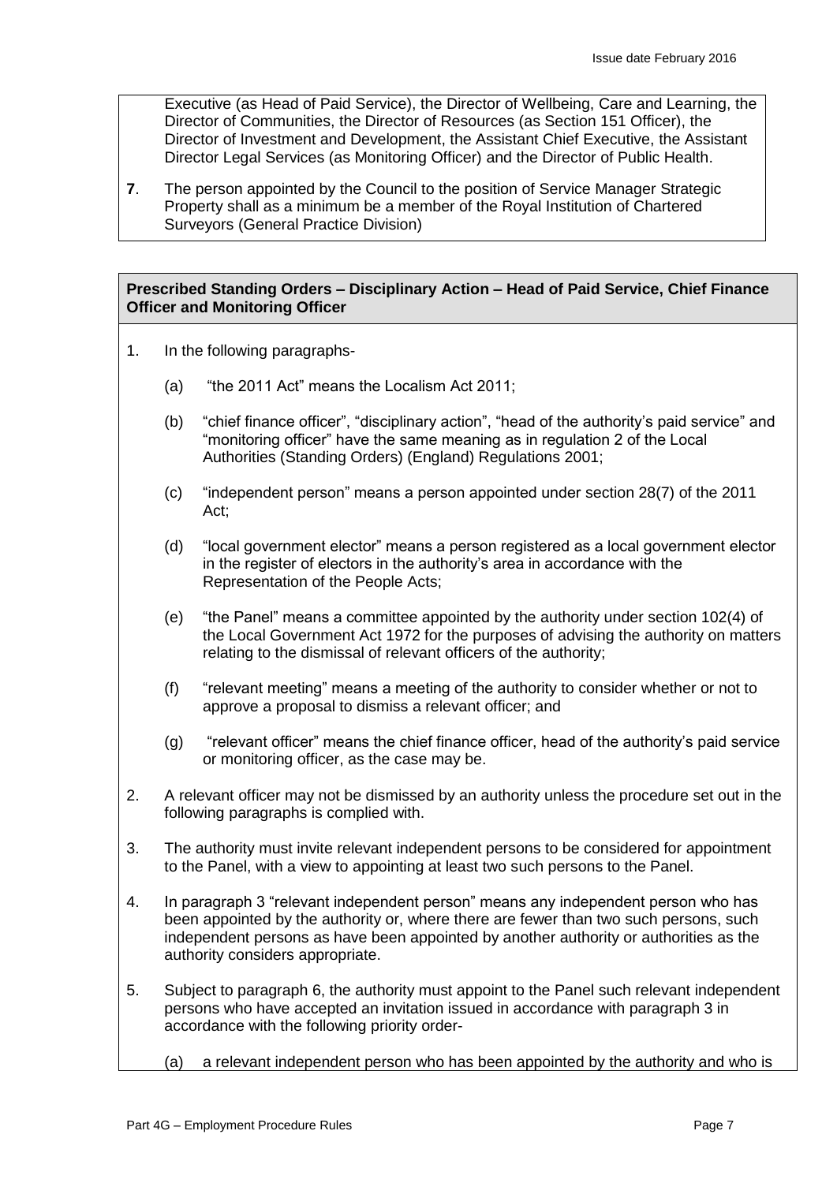Executive (as Head of Paid Service), the Director of Wellbeing, Care and Learning, the Director of Communities, the Director of Resources (as Section 151 Officer), the Director of Investment and Development, the Assistant Chief Executive, the Assistant Director Legal Services (as Monitoring Officer) and the Director of Public Health.

**7**. The person appointed by the Council to the position of Service Manager Strategic Property shall as a minimum be a member of the Royal Institution of Chartered Surveyors (General Practice Division)

## Prescribed Standing Orders – Disciplinary Action – Head of Paid Service, Chief Finance Officer and Monitoring Officer

1. In the following paragraphs-

   (a) "the 2011 Act" means the Localism Act 2011;

   (b) "chief finance officer", "disciplinary action", "head of the authority's paid service" and "monitoring officer" have the same meaning as in regulation 2 of the Local Authorities (Standing Orders) (England) Regulations 2001;

   (c) "independent person" means a person appointed under section 28(7) of the 2011 Act;

   (d) "local government elector" means a person registered as a local government elector in the register of electors in the authority's area in accordance with the Representation of the People Acts;

   (e) "the Panel" means a committee appointed by the authority under section 102(4) of the Local Government Act 1972 for the purposes of advising the authority on matters relating to the dismissal of relevant officers of the authority;

   (f) "relevant meeting" means a meeting of the authority to consider whether or not to approve a proposal to dismiss a relevant officer; and

   (g) "relevant officer" means the chief finance officer, head of the authority's paid service or monitoring officer, as the case may be.

2. A relevant officer may not be dismissed by an authority unless the procedure set out in the following paragraphs is complied with.

3. The authority must invite relevant independent persons to be considered for appointment to the Panel, with a view to appointing at least two such persons to the Panel.

4. In paragraph 3 "relevant independent person" means any independent person who has been appointed by the authority or, where there are fewer than two such persons, such independent persons as have been appointed by another authority or authorities as the authority considers appropriate.

5. Subject to paragraph 6, the authority must appoint to the Panel such relevant independent persons who have accepted an invitation issued in accordance with paragraph 3 in accordance with the following priority order-

   (a) a relevant independent person who has been appointed by the authority and who is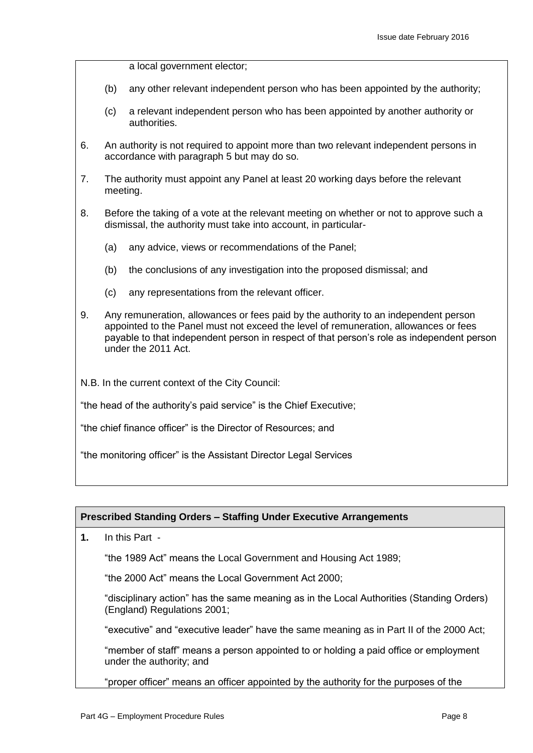a local government elector;

(b) any other relevant independent person who has been appointed by the authority;

(c) a relevant independent person who has been appointed by another authority or authorities.

6. An authority is not required to appoint more than two relevant independent persons in accordance with paragraph 5 but may do so.

7. The authority must appoint any Panel at least 20 working days before the relevant meeting.

8. Before the taking of a vote at the relevant meeting on whether or not to approve such a dismissal, the authority must take into account, in particular-

   (a) any advice, views or recommendations of the Panel;

   (b) the conclusions of any investigation into the proposed dismissal; and

   (c) any representations from the relevant officer.

9. Any remuneration, allowances or fees paid by the authority to an independent person appointed to the Panel must not exceed the level of remuneration, allowances or fees payable to that independent person in respect of that person's role as independent person under the 2011 Act.

N.B. In the current context of the City Council:

"the head of the authority's paid service" is the Chief Executive;

"the chief finance officer" is the Director of Resources; and

"the monitoring officer" is the Assistant Director Legal Services

**Prescribed Standing Orders – Staffing Under Executive Arrangements**

**1.** In this Part -

"the 1989 Act" means the Local Government and Housing Act 1989;

"the 2000 Act" means the Local Government Act 2000;

"disciplinary action" has the same meaning as in the Local Authorities (Standing Orders) (England) Regulations 2001;

"executive" and "executive leader" have the same meaning as in Part II of the 2000 Act;

"member of staff" means a person appointed to or holding a paid office or employment under the authority; and

"proper officer" means an officer appointed by the authority for the purposes of the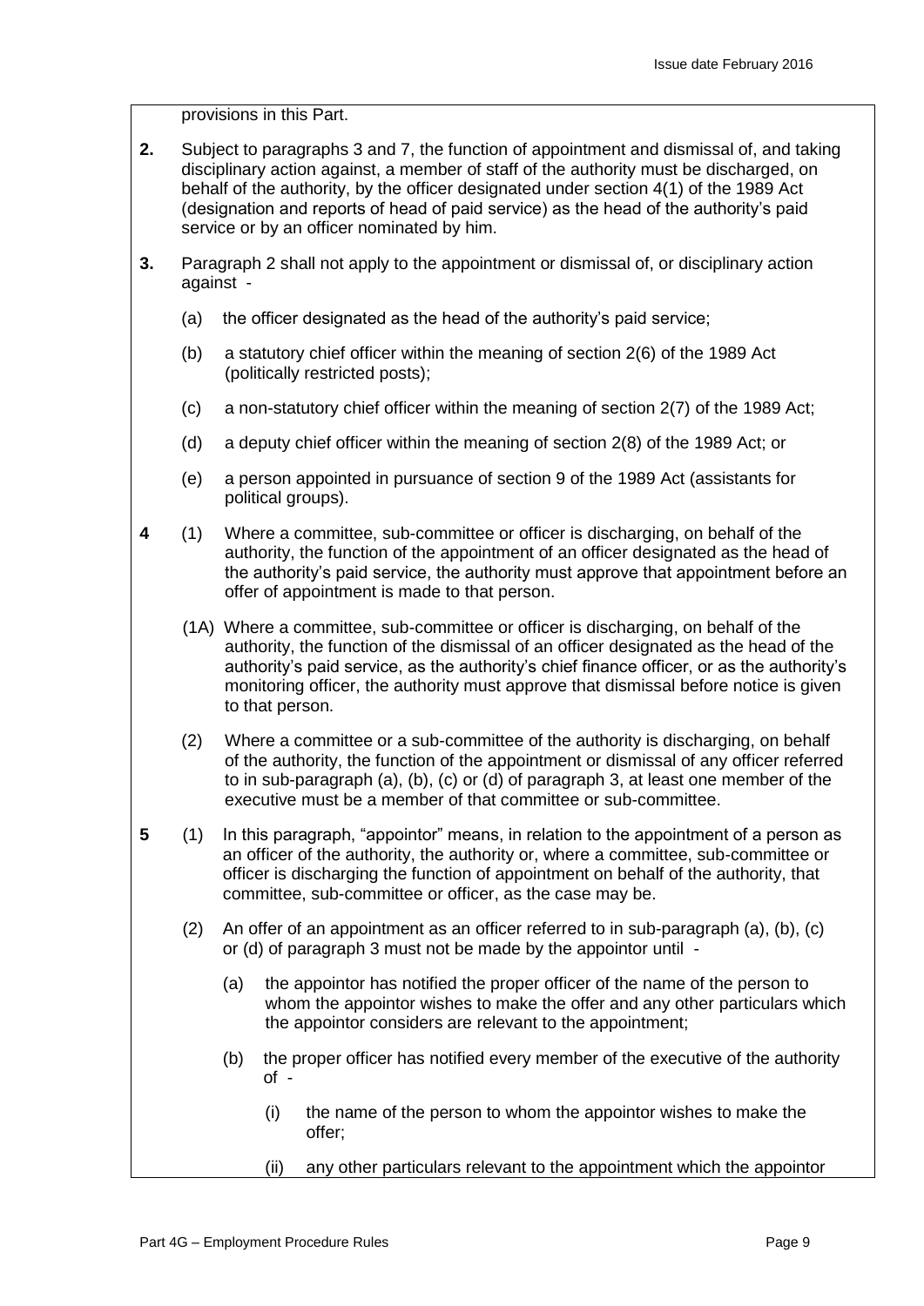provisions in this Part.

**2.** Subject to paragraphs 3 and 7, the function of appointment and dismissal of, and taking disciplinary action against, a member of staff of the authority must be discharged, on behalf of the authority, by the officer designated under section 4(1) of the 1989 Act (designation and reports of head of paid service) as the head of the authority's paid service or by an officer nominated by him.

**3.** Paragraph 2 shall not apply to the appointment or dismissal of, or disciplinary action against -

(a) the officer designated as the head of the authority's paid service;

(b) a statutory chief officer within the meaning of section 2(6) of the 1989 Act (politically restricted posts);

(c) a non-statutory chief officer within the meaning of section 2(7) of the 1989 Act;

(d) a deputy chief officer within the meaning of section 2(8) of the 1989 Act; or

(e) a person appointed in pursuance of section 9 of the 1989 Act (assistants for political groups).

**4** (1) Where a committee, sub-committee or officer is discharging, on behalf of the authority, the function of the appointment of an officer designated as the head of the authority's paid service, the authority must approve that appointment before an offer of appointment is made to that person.

(1A) Where a committee, sub-committee or officer is discharging, on behalf of the authority, the function of the dismissal of an officer designated as the head of the authority's paid service, as the authority's chief finance officer, or as the authority's monitoring officer, the authority must approve that dismissal before notice is given to that person.

(2) Where a committee or a sub-committee of the authority is discharging, on behalf of the authority, the function of the appointment or dismissal of any officer referred to in sub-paragraph (a), (b), (c) or (d) of paragraph 3, at least one member of the executive must be a member of that committee or sub-committee.

**5** (1) In this paragraph, "appointor" means, in relation to the appointment of a person as an officer of the authority, the authority or, where a committee, sub-committee or officer is discharging the function of appointment on behalf of the authority, that committee, sub-committee or officer, as the case may be.

(2) An offer of an appointment as an officer referred to in sub-paragraph (a), (b), (c) or (d) of paragraph 3 must not be made by the appointor until -

(a) the appointor has notified the proper officer of the name of the person to whom the appointor wishes to make the offer and any other particulars which the appointor considers are relevant to the appointment;

(b) the proper officer has notified every member of the executive of the authority of -

(i) the name of the person to whom the appointor wishes to make the offer;

(ii) any other particulars relevant to the appointment which the appointor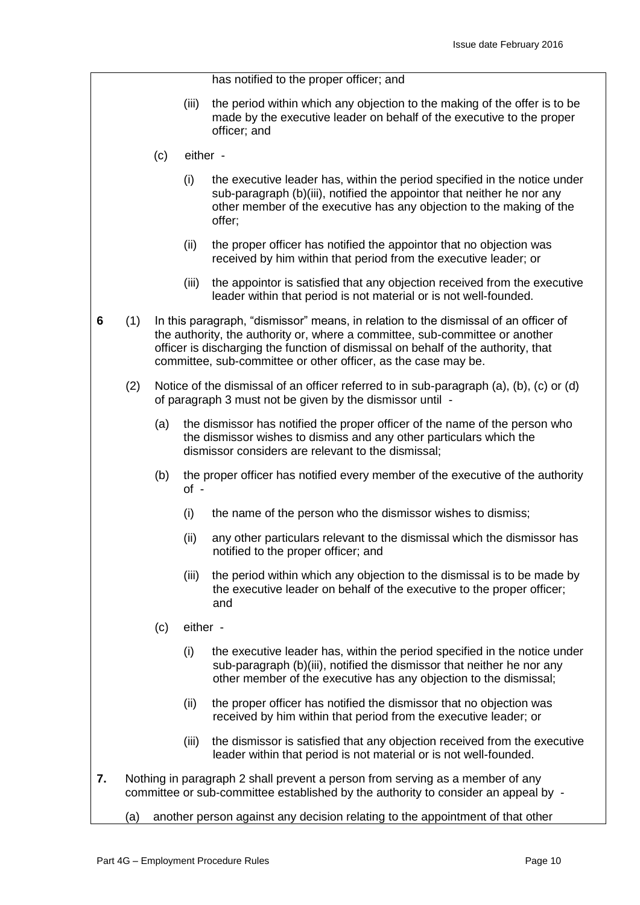has notified to the proper officer; and

(iii) the period within which any objection to the making of the offer is to be made by the executive leader on behalf of the executive to the proper officer; and

(c) either -

(i) the executive leader has, within the period specified in the notice under sub-paragraph (b)(iii), notified the appointor that neither he nor any other member of the executive has any objection to the making of the offer;

(ii) the proper officer has notified the appointor that no objection was received by him within that period from the executive leader; or

(iii) the appointor is satisfied that any objection received from the executive leader within that period is not material or is not well-founded.

**6** (1) In this paragraph, “dismissor” means, in relation to the dismissal of an officer of the authority, the authority or, where a committee, sub-committee or another officer is discharging the function of dismissal on behalf of the authority, that committee, sub-committee or other officer, as the case may be.

(2) Notice of the dismissal of an officer referred to in sub-paragraph (a), (b), (c) or (d) of paragraph 3 must not be given by the dismissor until -

(a) the dismissor has notified the proper officer of the name of the person who the dismissor wishes to dismiss and any other particulars which the dismissor considers are relevant to the dismissal;

(b) the proper officer has notified every member of the executive of the authority of -

(i) the name of the person who the dismissor wishes to dismiss;

(ii) any other particulars relevant to the dismissal which the dismissor has notified to the proper officer; and

(iii) the period within which any objection to the dismissal is to be made by the executive leader on behalf of the executive to the proper officer; and

(c) either -

(i) the executive leader has, within the period specified in the notice under sub-paragraph (b)(iii), notified the dismissor that neither he nor any other member of the executive has any objection to the dismissal;

(ii) the proper officer has notified the dismissor that no objection was received by him within that period from the executive leader; or

(iii) the dismissor is satisfied that any objection received from the executive leader within that period is not material or is not well-founded.

**7.** Nothing in paragraph 2 shall prevent a person from serving as a member of any committee or sub-committee established by the authority to consider an appeal by -

(a) another person against any decision relating to the appointment of that other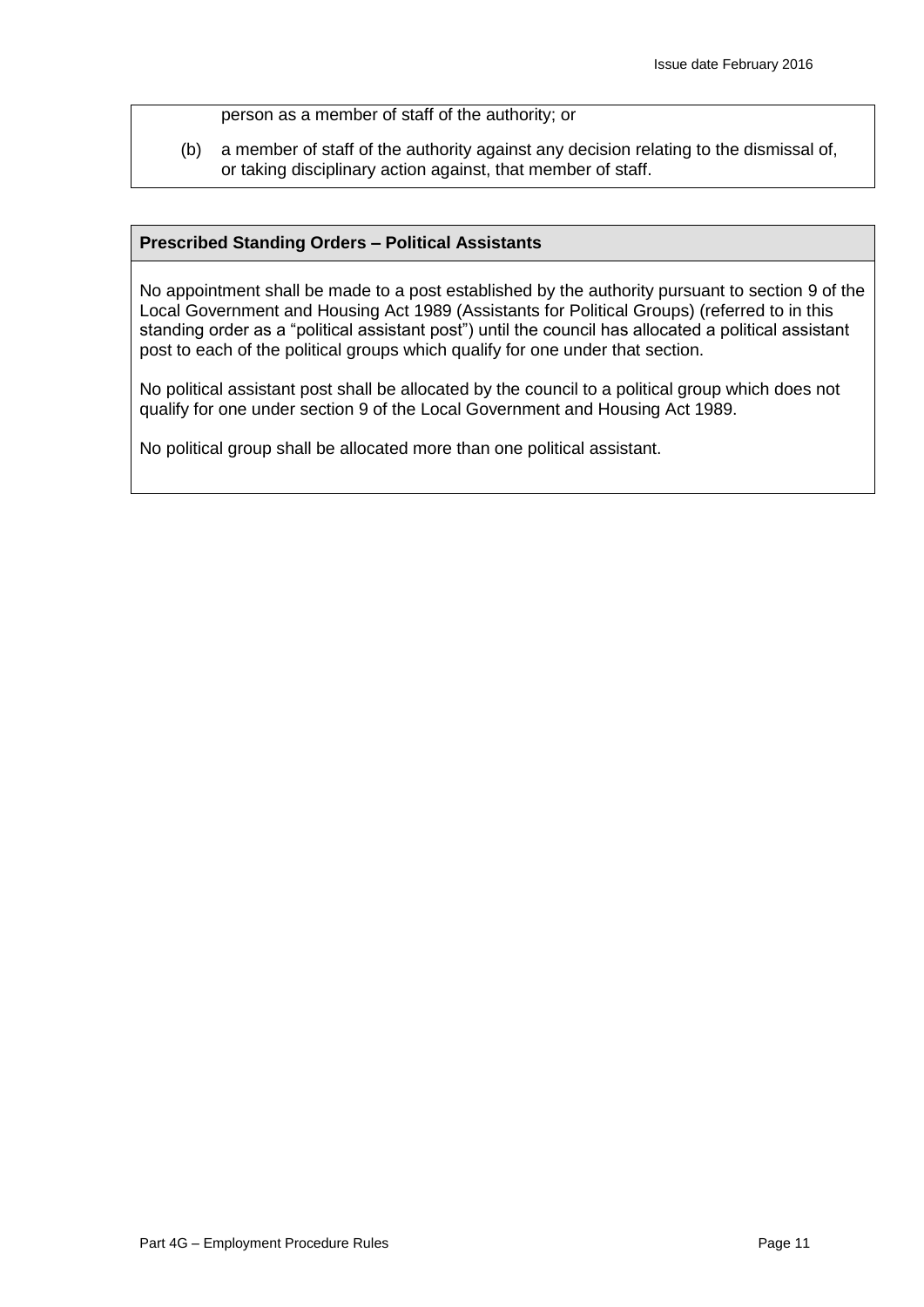person as a member of staff of the authority; or

(b) a member of staff of the authority against any decision relating to the dismissal of, or taking disciplinary action against, that member of staff.

**Prescribed Standing Orders – Political Assistants**

No appointment shall be made to a post established by the authority pursuant to section 9 of the Local Government and Housing Act 1989 (Assistants for Political Groups) (referred to in this standing order as a "political assistant post") until the council has allocated a political assistant post to each of the political groups which qualify for one under that section.

No political assistant post shall be allocated by the council to a political group which does not qualify for one under section 9 of the Local Government and Housing Act 1989.

No political group shall be allocated more than one political assistant.